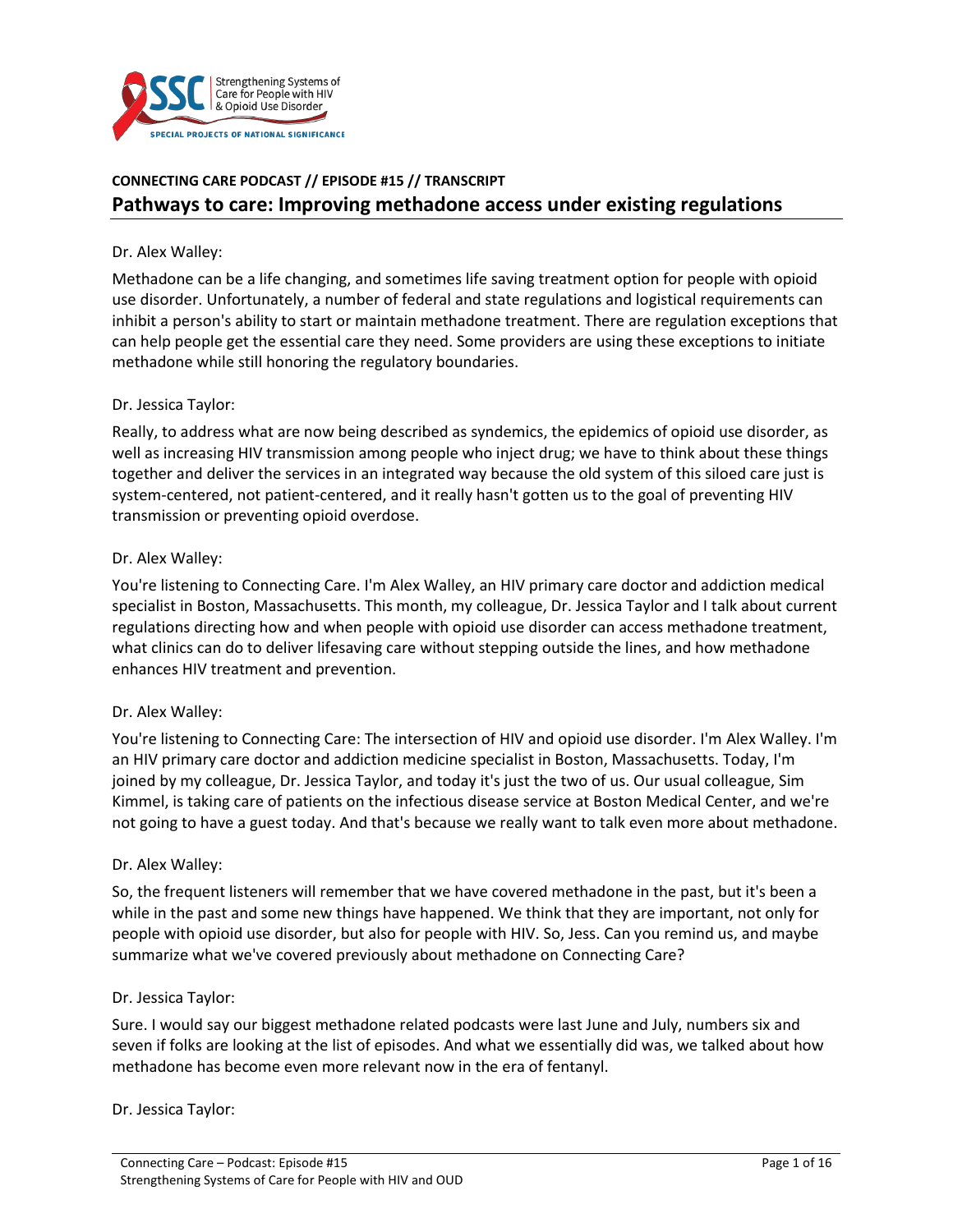**CONNECTING CARE PODCAST // EPISODE #15 // TRANSCRIPT**

# Pathways to care: Improving methadone access under existing regulations

Dr. Alex Walley:

Methadone can be a life changing, and sometimes life saving treatment option for people with opioid use disorder. Unfortunately, a number of federal and state regulations and logistical requirements can inhibit a person's ability to start or maintain methadone treatment. There are regulation exceptions that can help people get the essential care they need. Some providers are using these exceptions to initiate methadone while still honoring the regulatory boundaries.

Dr. Jessica Taylor:

Really, to address what are now being described as syndemics, the epidemics of opioid use disorder, as well as increasing HIV transmission among people who inject drug; we have to think about these things together and deliver the services in an integrated way because the old system of this siloed care just is system-centered, not patient-centered, and it really hasn't gotten us to the goal of preventing HIV transmission or preventing opioid overdose.

Dr. Alex Walley:

You're listening to Connecting Care. I'm Alex Walley, an HIV primary care doctor and addiction medical specialist in Boston, Massachusetts. This month, my colleague, Dr. Jessica Taylor and I talk about current regulations directing how and when people with opioid use disorder can access methadone treatment, what clinics can do to deliver lifesaving care without stepping outside the lines, and how methadone enhances HIV treatment and prevention.

Dr. Alex Walley:

You're listening to Connecting Care: The intersection of HIV and opioid use disorder. I'm Alex Walley. I'm an HIV primary care doctor and addiction medicine specialist in Boston, Massachusetts. Today, I'm joined by my colleague, Dr. Jessica Taylor, and today it's just the two of us. Our usual colleague, Sim Kimmel, is taking care of patients on the infectious disease service at Boston Medical Center, and we're not going to have a guest today. And that's because we really want to talk even more about methadone.

Dr. Alex Walley:

So, the frequent listeners will remember that we have covered methadone in the past, but it's been a while in the past and some new things have happened. We think that they are important, not only for people with opioid use disorder, but also for people with HIV. So, Jess. Can you remind us, and maybe summarize what we've covered previously about methadone on Connecting Care?

Dr. Jessica Taylor:

Sure. I would say our biggest methadone related podcasts were last June and July, numbers six and seven if folks are looking at the list of episodes. And what we essentially did was, we talked about how methadone has become even more relevant now in the era of fentanyl.

Dr. Jessica Taylor: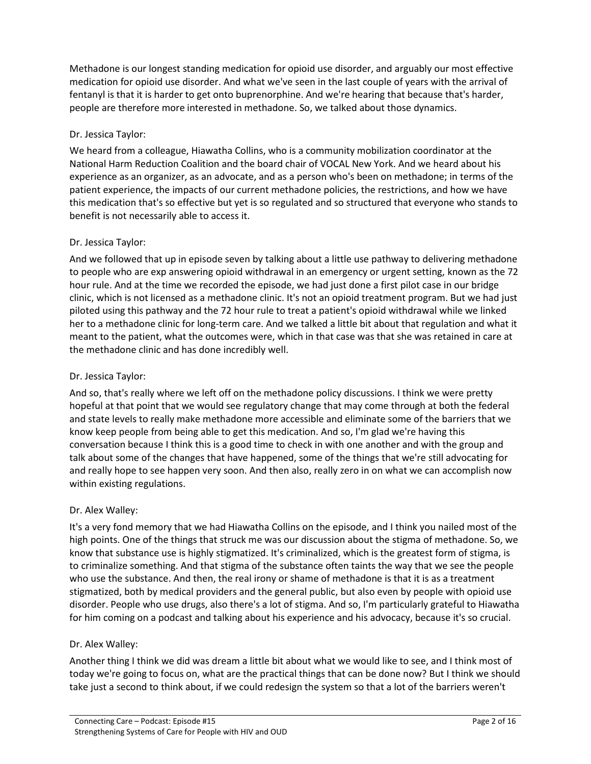Methadone is our longest standing medication for opioid use disorder, and arguably our most effective medication for opioid use disorder. And what we've seen in the last couple of years with the arrival of fentanyl is that it is harder to get onto buprenorphine. And we're hearing that because that's harder, people are therefore more interested in methadone. So, we talked about those dynamics.

Dr. Jessica Taylor:

We heard from a colleague, Hiawatha Collins, who is a community mobilization coordinator at the National Harm Reduction Coalition and the board chair of VOCAL New York. And we heard about his experience as an organizer, as an advocate, and as a person who's been on methadone; in terms of the patient experience, the impacts of our current methadone policies, the restrictions, and how we have this medication that's so effective but yet is so regulated and so structured that everyone who stands to benefit is not necessarily able to access it.

Dr. Jessica Taylor:

And we followed that up in episode seven by talking about a little use pathway to delivering methadone to people who are exp answering opioid withdrawal in an emergency or urgent setting, known as the 72 hour rule. And at the time we recorded the episode, we had just done a first pilot case in our bridge clinic, which is not licensed as a methadone clinic. It's not an opioid treatment program. But we had just piloted using this pathway and the 72 hour rule to treat a patient's opioid withdrawal while we linked her to a methadone clinic for long-term care. And we talked a little bit about that regulation and what it meant to the patient, what the outcomes were, which in that case was that she was retained in care at the methadone clinic and has done incredibly well.

Dr. Jessica Taylor:

And so, that's really where we left off on the methadone policy discussions. I think we were pretty hopeful at that point that we would see regulatory change that may come through at both the federal and state levels to really make methadone more accessible and eliminate some of the barriers that we know keep people from being able to get this medication. And so, I'm glad we're having this conversation because I think this is a good time to check in with one another and with the group and talk about some of the changes that have happened, some of the things that we're still advocating for and really hope to see happen very soon. And then also, really zero in on what we can accomplish now within existing regulations.

Dr. Alex Walley:

It's a very fond memory that we had Hiawatha Collins on the episode, and I think you nailed most of the high points. One of the things that struck me was our discussion about the stigma of methadone. So, we know that substance use is highly stigmatized. It's criminalized, which is the greatest form of stigma, is to criminalize something. And that stigma of the substance often taints the way that we see the people who use the substance. And then, the real irony or shame of methadone is that it is as a treatment stigmatized, both by medical providers and the general public, but also even by people with opioid use disorder. People who use drugs, also there's a lot of stigma. And so, I'm particularly grateful to Hiawatha for him coming on a podcast and talking about his experience and his advocacy, because it's so crucial.

Dr. Alex Walley:

Another thing I think we did was dream a little bit about what we would like to see, and I think most of today we're going to focus on, what are the practical things that can be done now? But I think we should take just a second to think about, if we could redesign the system so that a lot of the barriers weren't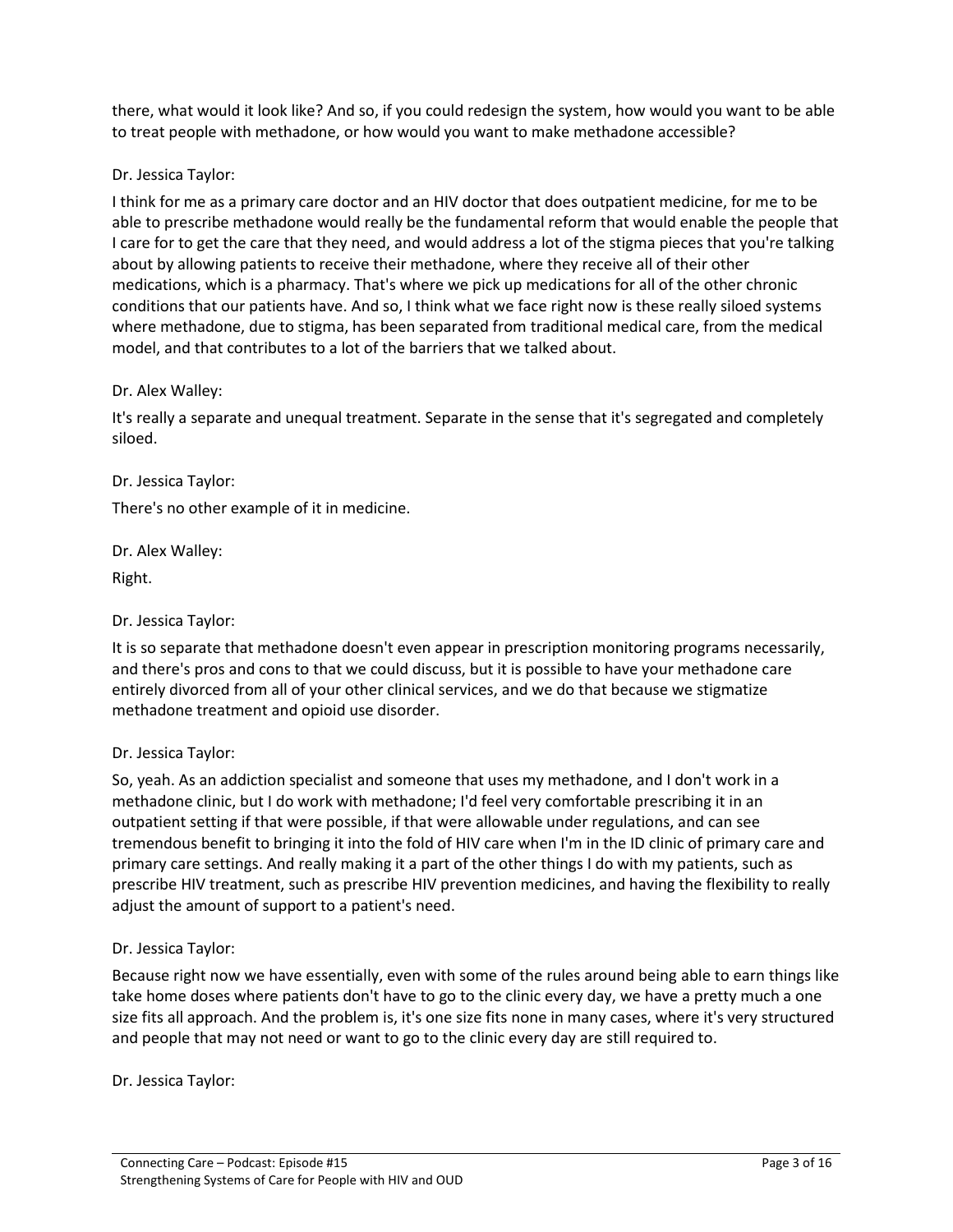there, what would it look like? And so, if you could redesign the system, how would you want to be able to treat people with methadone, or how would you want to make methadone accessible?

Dr. Jessica Taylor:

I think for me as a primary care doctor and an HIV doctor that does outpatient medicine, for me to be able to prescribe methadone would really be the fundamental reform that would enable the people that I care for to get the care that they need, and would address a lot of the stigma pieces that you're talking about by allowing patients to receive their methadone, where they receive all of their other medications, which is a pharmacy. That's where we pick up medications for all of the other chronic conditions that our patients have. And so, I think what we face right now is these really siloed systems where methadone, due to stigma, has been separated from traditional medical care, from the medical model, and that contributes to a lot of the barriers that we talked about.

Dr. Alex Walley:

It's really a separate and unequal treatment. Separate in the sense that it's segregated and completely siloed.

Dr. Jessica Taylor:

There's no other example of it in medicine.

Dr. Alex Walley:

Right.

Dr. Jessica Taylor:

It is so separate that methadone doesn't even appear in prescription monitoring programs necessarily, and there's pros and cons to that we could discuss, but it is possible to have your methadone care entirely divorced from all of your other clinical services, and we do that because we stigmatize methadone treatment and opioid use disorder.

Dr. Jessica Taylor:

So, yeah. As an addiction specialist and someone that uses my methadone, and I don't work in a methadone clinic, but I do work with methadone; I'd feel very comfortable prescribing it in an outpatient setting if that were possible, if that were allowable under regulations, and can see tremendous benefit to bringing it into the fold of HIV care when I'm in the ID clinic of primary care and primary care settings. And really making it a part of the other things I do with my patients, such as prescribe HIV treatment, such as prescribe HIV prevention medicines, and having the flexibility to really adjust the amount of support to a patient's need.

Dr. Jessica Taylor:

Because right now we have essentially, even with some of the rules around being able to earn things like take home doses where patients don't have to go to the clinic every day, we have a pretty much a one size fits all approach. And the problem is, it's one size fits none in many cases, where it's very structured and people that may not need or want to go to the clinic every day are still required to.

Dr. Jessica Taylor: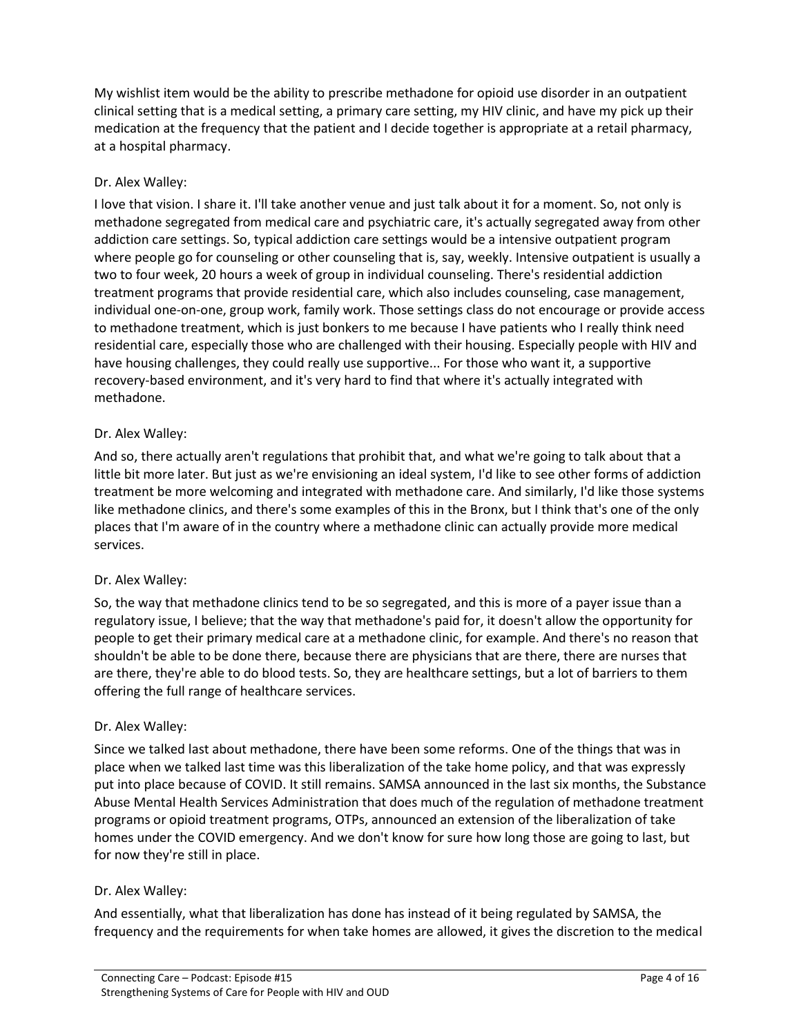My wishlist item would be the ability to prescribe methadone for opioid use disorder in an outpatient clinical setting that is a medical setting, a primary care setting, my HIV clinic, and have my pick up their medication at the frequency that the patient and I decide together is appropriate at a retail pharmacy, at a hospital pharmacy.

Dr. Alex Walley:

I love that vision. I share it. I'll take another venue and just talk about it for a moment. So, not only is methadone segregated from medical care and psychiatric care, it's actually segregated away from other addiction care settings. So, typical addiction care settings would be a intensive outpatient program where people go for counseling or other counseling that is, say, weekly. Intensive outpatient is usually a two to four week, 20 hours a week of group in individual counseling. There's residential addiction treatment programs that provide residential care, which also includes counseling, case management, individual one-on-one, group work, family work. Those settings class do not encourage or provide access to methadone treatment, which is just bonkers to me because I have patients who I really think need residential care, especially those who are challenged with their housing. Especially people with HIV and have housing challenges, they could really use supportive... For those who want it, a supportive recovery-based environment, and it's very hard to find that where it's actually integrated with methadone.

Dr. Alex Walley:

And so, there actually aren't regulations that prohibit that, and what we're going to talk about that a little bit more later. But just as we're envisioning an ideal system, I'd like to see other forms of addiction treatment be more welcoming and integrated with methadone care. And similarly, I'd like those systems like methadone clinics, and there's some examples of this in the Bronx, but I think that's one of the only places that I'm aware of in the country where a methadone clinic can actually provide more medical services.

Dr. Alex Walley:

So, the way that methadone clinics tend to be so segregated, and this is more of a payer issue than a regulatory issue, I believe; that the way that methadone's paid for, it doesn't allow the opportunity for people to get their primary medical care at a methadone clinic, for example. And there's no reason that shouldn't be able to be done there, because there are physicians that are there, there are nurses that are there, they're able to do blood tests. So, they are healthcare settings, but a lot of barriers to them offering the full range of healthcare services.

Dr. Alex Walley:

Since we talked last about methadone, there have been some reforms. One of the things that was in place when we talked last time was this liberalization of the take home policy, and that was expressly put into place because of COVID. It still remains. SAMSA announced in the last six months, the Substance Abuse Mental Health Services Administration that does much of the regulation of methadone treatment programs or opioid treatment programs, OTPs, announced an extension of the liberalization of take homes under the COVID emergency. And we don't know for sure how long those are going to last, but for now they're still in place.

Dr. Alex Walley:

And essentially, what that liberalization has done has instead of it being regulated by SAMSA, the frequency and the requirements for when take homes are allowed, it gives the discretion to the medical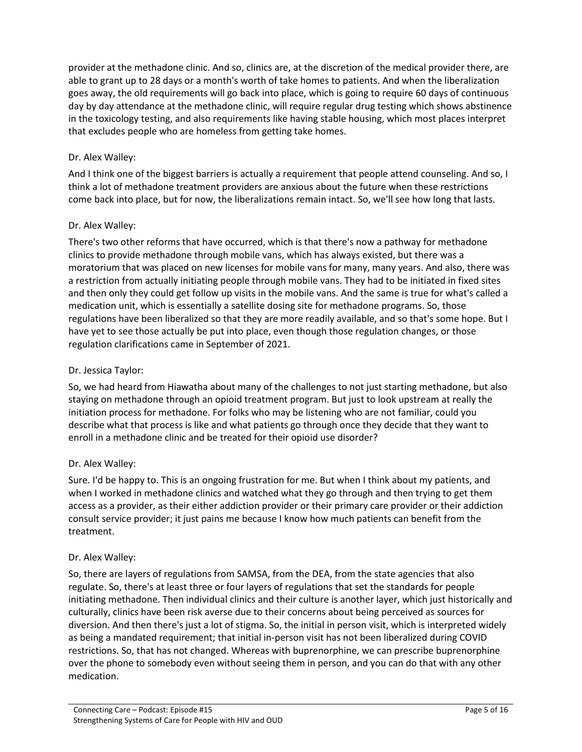provider at the methadone clinic. And so, clinics are, at the discretion of the medical provider there, are able to grant up to 28 days or a month's worth of take homes to patients. And when the liberalization goes away, the old requirements will go back into place, which is going to require 60 days of continuous day by day attendance at the methadone clinic, will require regular drug testing which shows abstinence in the toxicology testing, and also requirements like having stable housing, which most places interpret that excludes people who are homeless from getting take homes.

Dr. Alex Walley:

And I think one of the biggest barriers is actually a requirement that people attend counseling. And so, I think a lot of methadone treatment providers are anxious about the future when these restrictions come back into place, but for now, the liberalizations remain intact. So, we'll see how long that lasts.

Dr. Alex Walley:

There's two other reforms that have occurred, which is that there's now a pathway for methadone clinics to provide methadone through mobile vans, which has always existed, but there was a moratorium that was placed on new licenses for mobile vans for many, many years. And also, there was a restriction from actually initiating people through mobile vans. They had to be initiated in fixed sites and then only they could get follow up visits in the mobile vans. And the same is true for what's called a medication unit, which is essentially a satellite dosing site for methadone programs. So, those regulations have been liberalized so that they are more readily available, and so that's some hope. But I have yet to see those actually be put into place, even though those regulation changes, or those regulation clarifications came in September of 2021.

Dr. Jessica Taylor:

So, we had heard from Hiawatha about many of the challenges to not just starting methadone, but also staying on methadone through an opioid treatment program. But just to look upstream at really the initiation process for methadone. For folks who may be listening who are not familiar, could you describe what that process is like and what patients go through once they decide that they want to enroll in a methadone clinic and be treated for their opioid use disorder?

Dr. Alex Walley:

Sure. I'd be happy to. This is an ongoing frustration for me. But when I think about my patients, and when I worked in methadone clinics and watched what they go through and then trying to get them access as a provider, as their either addiction provider or their primary care provider or their addiction consult service provider; it just pains me because I know how much patients can benefit from the treatment.

Dr. Alex Walley:

So, there are layers of regulations from SAMSA, from the DEA, from the state agencies that also regulate. So, there's at least three or four layers of regulations that set the standards for people initiating methadone. Then individual clinics and their culture is another layer, which just historically and culturally, clinics have been risk averse due to their concerns about being perceived as sources for diversion. And then there's just a lot of stigma. So, the initial in person visit, which is interpreted widely as being a mandated requirement; that initial in-person visit has not been liberalized during COVID restrictions. So, that has not changed. Whereas with buprenorphine, we can prescribe buprenorphine over the phone to somebody even without seeing them in person, and you can do that with any other medication.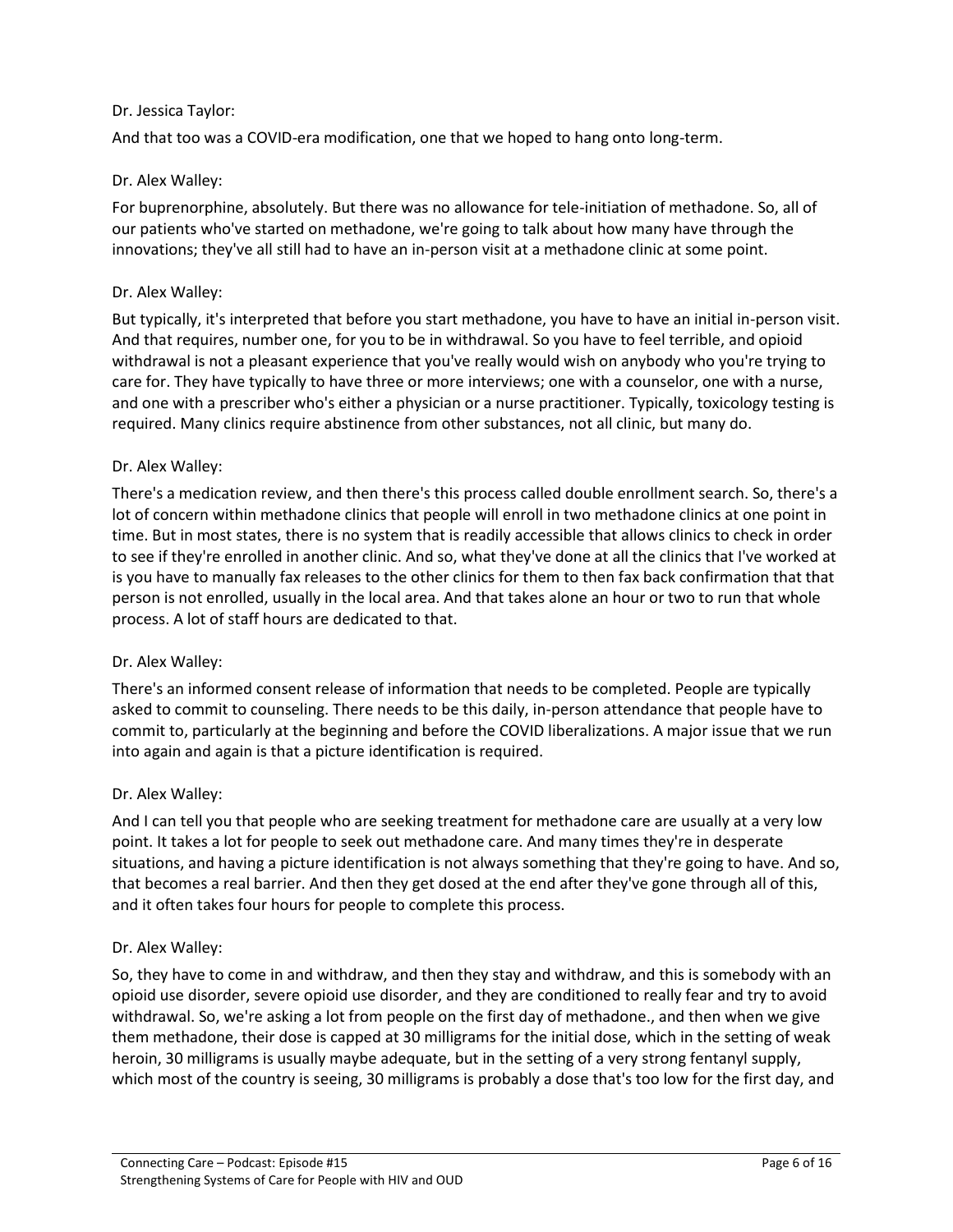Dr. Jessica Taylor:

And that too was a COVID-era modification, one that we hoped to hang onto long-term.

Dr. Alex Walley:

For buprenorphine, absolutely. But there was no allowance for tele-initiation of methadone. So, all of our patients who've started on methadone, we're going to talk about how many have through the innovations; they've all still had to have an in-person visit at a methadone clinic at some point.

Dr. Alex Walley:

But typically, it's interpreted that before you start methadone, you have to have an initial in-person visit. And that requires, number one, for you to be in withdrawal. So you have to feel terrible, and opioid withdrawal is not a pleasant experience that you've really would wish on anybody who you're trying to care for. They have typically to have three or more interviews; one with a counselor, one with a nurse, and one with a prescriber who's either a physician or a nurse practitioner. Typically, toxicology testing is required. Many clinics require abstinence from other substances, not all clinic, but many do.

Dr. Alex Walley:

There's a medication review, and then there's this process called double enrollment search. So, there's a lot of concern within methadone clinics that people will enroll in two methadone clinics at one point in time. But in most states, there is no system that is readily accessible that allows clinics to check in order to see if they're enrolled in another clinic. And so, what they've done at all the clinics that I've worked at is you have to manually fax releases to the other clinics for them to then fax back confirmation that that person is not enrolled, usually in the local area. And that takes alone an hour or two to run that whole process. A lot of staff hours are dedicated to that.

Dr. Alex Walley:

There's an informed consent release of information that needs to be completed. People are typically asked to commit to counseling. There needs to be this daily, in-person attendance that people have to commit to, particularly at the beginning and before the COVID liberalizations. A major issue that we run into again and again is that a picture identification is required.

Dr. Alex Walley:

And I can tell you that people who are seeking treatment for methadone care are usually at a very low point. It takes a lot for people to seek out methadone care. And many times they're in desperate situations, and having a picture identification is not always something that they're going to have. And so, that becomes a real barrier. And then they get dosed at the end after they've gone through all of this, and it often takes four hours for people to complete this process.

Dr. Alex Walley:

So, they have to come in and withdraw, and then they stay and withdraw, and this is somebody with an opioid use disorder, severe opioid use disorder, and they are conditioned to really fear and try to avoid withdrawal. So, we're asking a lot from people on the first day of methadone., and then when we give them methadone, their dose is capped at 30 milligrams for the initial dose, which in the setting of weak heroin, 30 milligrams is usually maybe adequate, but in the setting of a very strong fentanyl supply, which most of the country is seeing, 30 milligrams is probably a dose that's too low for the first day, and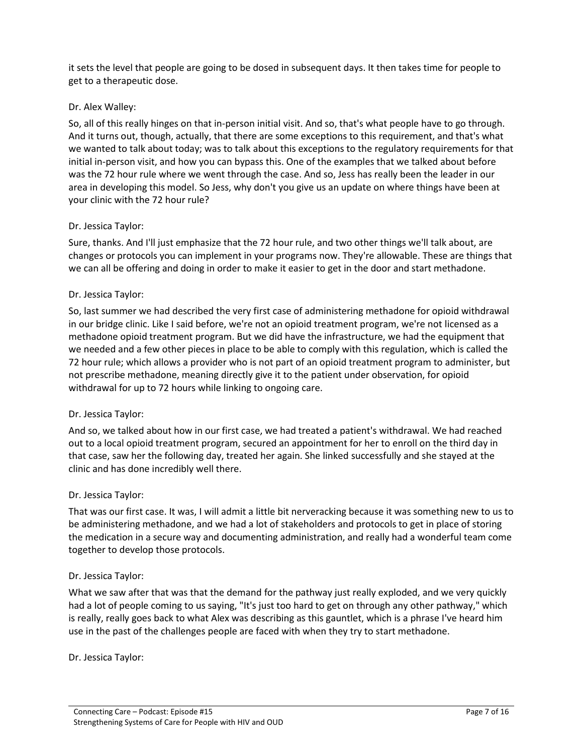it sets the level that people are going to be dosed in subsequent days. It then takes time for people to get to a therapeutic dose.

Dr. Alex Walley:

So, all of this really hinges on that in-person initial visit. And so, that's what people have to go through. And it turns out, though, actually, that there are some exceptions to this requirement, and that's what we wanted to talk about today; was to talk about this exceptions to the regulatory requirements for that initial in-person visit, and how you can bypass this. One of the examples that we talked about before was the 72 hour rule where we went through the case. And so, Jess has really been the leader in our area in developing this model. So Jess, why don't you give us an update on where things have been at your clinic with the 72 hour rule?

Dr. Jessica Taylor:

Sure, thanks. And I'll just emphasize that the 72 hour rule, and two other things we'll talk about, are changes or protocols you can implement in your programs now. They're allowable. These are things that we can all be offering and doing in order to make it easier to get in the door and start methadone.

Dr. Jessica Taylor:

So, last summer we had described the very first case of administering methadone for opioid withdrawal in our bridge clinic. Like I said before, we're not an opioid treatment program, we're not licensed as a methadone opioid treatment program. But we did have the infrastructure, we had the equipment that we needed and a few other pieces in place to be able to comply with this regulation, which is called the 72 hour rule; which allows a provider who is not part of an opioid treatment program to administer, but not prescribe methadone, meaning directly give it to the patient under observation, for opioid withdrawal for up to 72 hours while linking to ongoing care.

Dr. Jessica Taylor:

And so, we talked about how in our first case, we had treated a patient's withdrawal. We had reached out to a local opioid treatment program, secured an appointment for her to enroll on the third day in that case, saw her the following day, treated her again. She linked successfully and she stayed at the clinic and has done incredibly well there.

Dr. Jessica Taylor:

That was our first case. It was, I will admit a little bit nerveracking because it was something new to us to be administering methadone, and we had a lot of stakeholders and protocols to get in place of storing the medication in a secure way and documenting administration, and really had a wonderful team come together to develop those protocols.

Dr. Jessica Taylor:

What we saw after that was that the demand for the pathway just really exploded, and we very quickly had a lot of people coming to us saying, "It's just too hard to get on through any other pathway," which is really, really goes back to what Alex was describing as this gauntlet, which is a phrase I've heard him use in the past of the challenges people are faced with when they try to start methadone.

Dr. Jessica Taylor: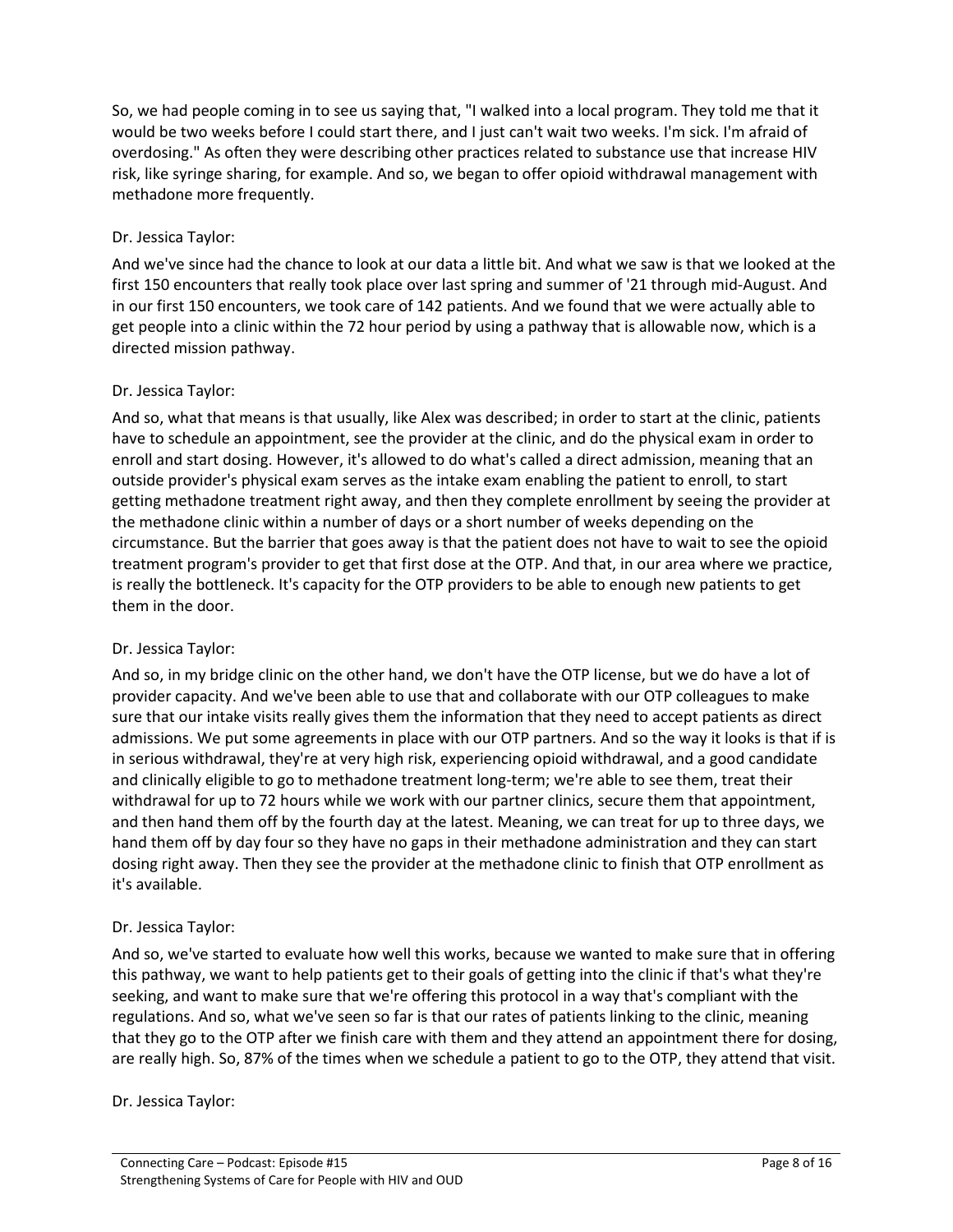So, we had people coming in to see us saying that, "I walked into a local program. They told me that it would be two weeks before I could start there, and I just can't wait two weeks. I'm sick. I'm afraid of overdosing." As often they were describing other practices related to substance use that increase HIV risk, like syringe sharing, for example. And so, we began to offer opioid withdrawal management with methadone more frequently.

Dr. Jessica Taylor:

And we've since had the chance to look at our data a little bit. And what we saw is that we looked at the first 150 encounters that really took place over last spring and summer of '21 through mid-August. And in our first 150 encounters, we took care of 142 patients. And we found that we were actually able to get people into a clinic within the 72 hour period by using a pathway that is allowable now, which is a directed mission pathway.

Dr. Jessica Taylor:

And so, what that means is that usually, like Alex was described; in order to start at the clinic, patients have to schedule an appointment, see the provider at the clinic, and do the physical exam in order to enroll and start dosing. However, it's allowed to do what's called a direct admission, meaning that an outside provider's physical exam serves as the intake exam enabling the patient to enroll, to start getting methadone treatment right away, and then they complete enrollment by seeing the provider at the methadone clinic within a number of days or a short number of weeks depending on the circumstance. But the barrier that goes away is that the patient does not have to wait to see the opioid treatment program's provider to get that first dose at the OTP. And that, in our area where we practice, is really the bottleneck. It's capacity for the OTP providers to be able to enough new patients to get them in the door.

Dr. Jessica Taylor:

And so, in my bridge clinic on the other hand, we don't have the OTP license, but we do have a lot of provider capacity. And we've been able to use that and collaborate with our OTP colleagues to make sure that our intake visits really gives them the information that they need to accept patients as direct admissions. We put some agreements in place with our OTP partners. And so the way it looks is that if is in serious withdrawal, they're at very high risk, experiencing opioid withdrawal, and a good candidate and clinically eligible to go to methadone treatment long-term; we're able to see them, treat their withdrawal for up to 72 hours while we work with our partner clinics, secure them that appointment, and then hand them off by the fourth day at the latest. Meaning, we can treat for up to three days, we hand them off by day four so they have no gaps in their methadone administration and they can start dosing right away. Then they see the provider at the methadone clinic to finish that OTP enrollment as it's available.

Dr. Jessica Taylor:

And so, we've started to evaluate how well this works, because we wanted to make sure that in offering this pathway, we want to help patients get to their goals of getting into the clinic if that's what they're seeking, and want to make sure that we're offering this protocol in a way that's compliant with the regulations. And so, what we've seen so far is that our rates of patients linking to the clinic, meaning that they go to the OTP after we finish care with them and they attend an appointment there for dosing, are really high. So, 87% of the times when we schedule a patient to go to the OTP, they attend that visit.

Dr. Jessica Taylor: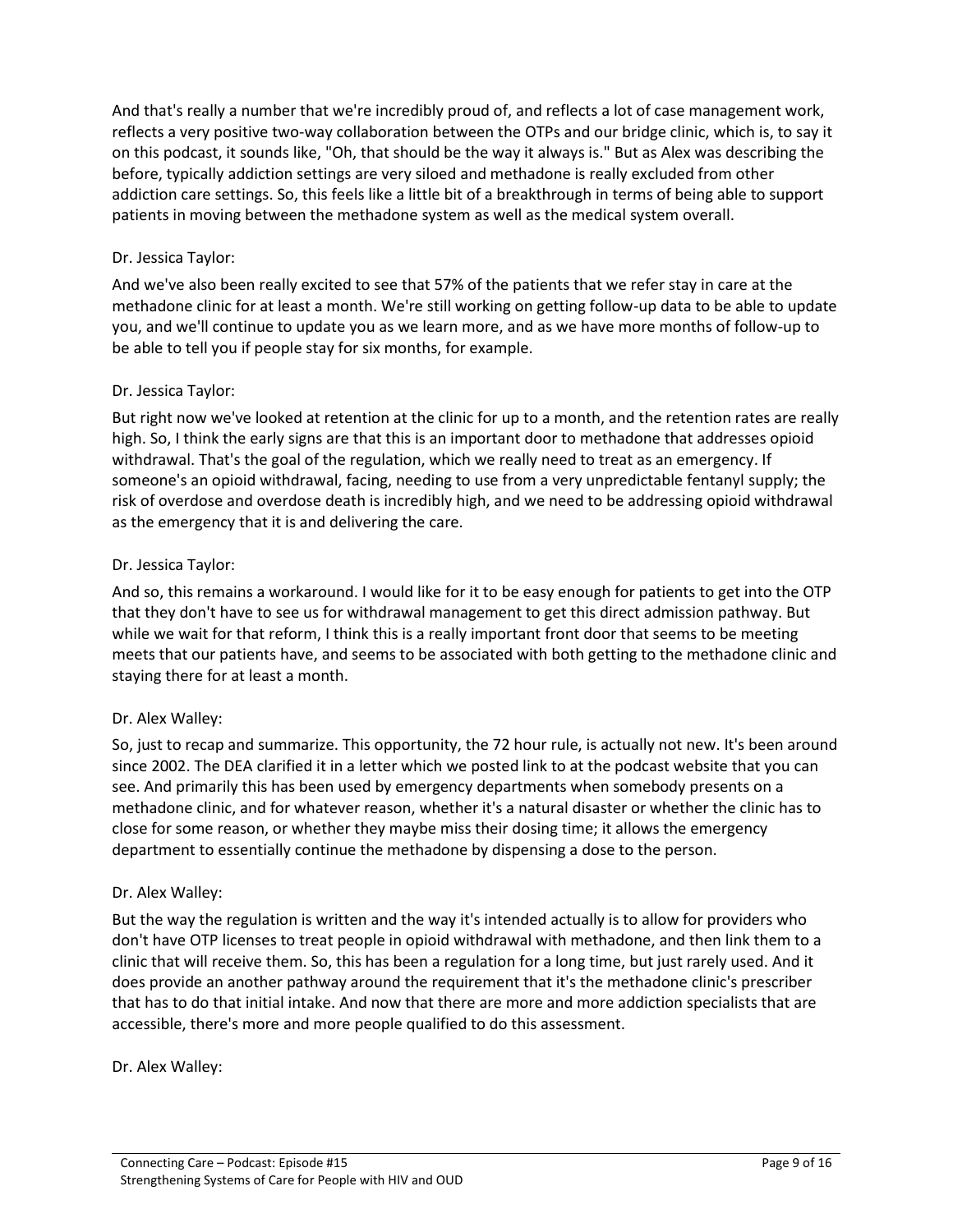And that's really a number that we're incredibly proud of, and reflects a lot of case management work, reflects a very positive two-way collaboration between the OTPs and our bridge clinic, which is, to say it on this podcast, it sounds like, "Oh, that should be the way it always is." But as Alex was describing the before, typically addiction settings are very siloed and methadone is really excluded from other addiction care settings. So, this feels like a little bit of a breakthrough in terms of being able to support patients in moving between the methadone system as well as the medical system overall.

Dr. Jessica Taylor:

And we've also been really excited to see that 57% of the patients that we refer stay in care at the methadone clinic for at least a month. We're still working on getting follow-up data to be able to update you, and we'll continue to update you as we learn more, and as we have more months of follow-up to be able to tell you if people stay for six months, for example.

Dr. Jessica Taylor:

But right now we've looked at retention at the clinic for up to a month, and the retention rates are really high. So, I think the early signs are that this is an important door to methadone that addresses opioid withdrawal. That's the goal of the regulation, which we really need to treat as an emergency. If someone's an opioid withdrawal, facing, needing to use from a very unpredictable fentanyl supply; the risk of overdose and overdose death is incredibly high, and we need to be addressing opioid withdrawal as the emergency that it is and delivering the care.

Dr. Jessica Taylor:

And so, this remains a workaround. I would like for it to be easy enough for patients to get into the OTP that they don't have to see us for withdrawal management to get this direct admission pathway. But while we wait for that reform, I think this is a really important front door that seems to be meeting meets that our patients have, and seems to be associated with both getting to the methadone clinic and staying there for at least a month.

Dr. Alex Walley:

So, just to recap and summarize. This opportunity, the 72 hour rule, is actually not new. It's been around since 2002. The DEA clarified it in a letter which we posted link to at the podcast website that you can see. And primarily this has been used by emergency departments when somebody presents on a methadone clinic, and for whatever reason, whether it's a natural disaster or whether the clinic has to close for some reason, or whether they maybe miss their dosing time; it allows the emergency department to essentially continue the methadone by dispensing a dose to the person.

Dr. Alex Walley:

But the way the regulation is written and the way it's intended actually is to allow for providers who don't have OTP licenses to treat people in opioid withdrawal with methadone, and then link them to a clinic that will receive them. So, this has been a regulation for a long time, but just rarely used. And it does provide an another pathway around the requirement that it's the methadone clinic's prescriber that has to do that initial intake. And now that there are more and more addiction specialists that are accessible, there's more and more people qualified to do this assessment.

Dr. Alex Walley: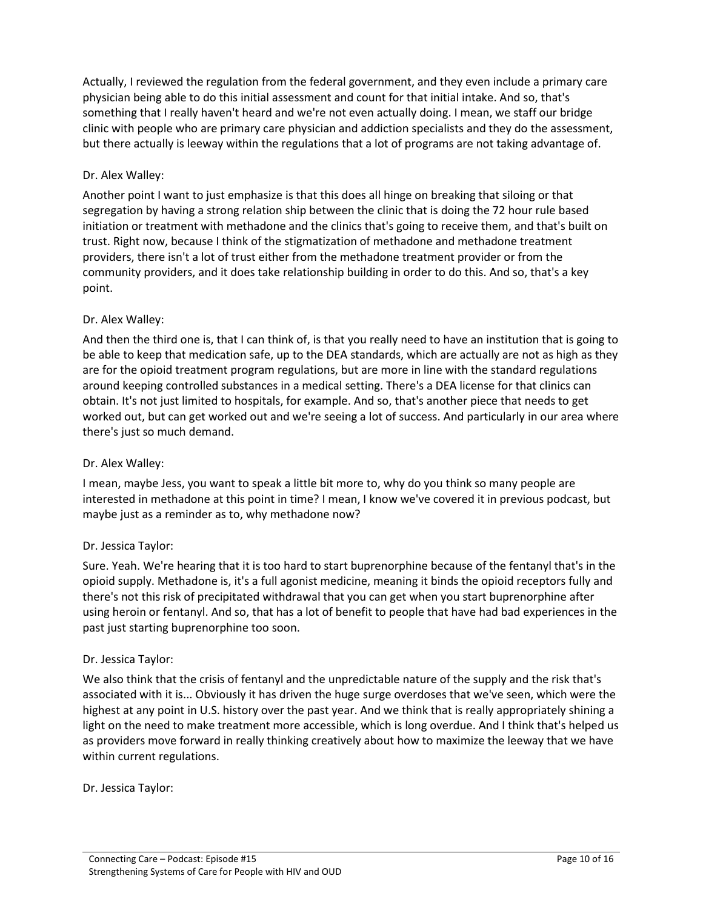Actually, I reviewed the regulation from the federal government, and they even include a primary care physician being able to do this initial assessment and count for that initial intake. And so, that's something that I really haven't heard and we're not even actually doing. I mean, we staff our bridge clinic with people who are primary care physician and addiction specialists and they do the assessment, but there actually is leeway within the regulations that a lot of programs are not taking advantage of.

Dr. Alex Walley:

Another point I want to just emphasize is that this does all hinge on breaking that siloing or that segregation by having a strong relation ship between the clinic that is doing the 72 hour rule based initiation or treatment with methadone and the clinics that's going to receive them, and that's built on trust. Right now, because I think of the stigmatization of methadone and methadone treatment providers, there isn't a lot of trust either from the methadone treatment provider or from the community providers, and it does take relationship building in order to do this. And so, that's a key point.

Dr. Alex Walley:

And then the third one is, that I can think of, is that you really need to have an institution that is going to be able to keep that medication safe, up to the DEA standards, which are actually are not as high as they are for the opioid treatment program regulations, but are more in line with the standard regulations around keeping controlled substances in a medical setting. There's a DEA license for that clinics can obtain. It's not just limited to hospitals, for example. And so, that's another piece that needs to get worked out, but can get worked out and we're seeing a lot of success. And particularly in our area where there's just so much demand.

Dr. Alex Walley:

I mean, maybe Jess, you want to speak a little bit more to, why do you think so many people are interested in methadone at this point in time? I mean, I know we've covered it in previous podcast, but maybe just as a reminder as to, why methadone now?

Dr. Jessica Taylor:

Sure. Yeah. We're hearing that it is too hard to start buprenorphine because of the fentanyl that's in the opioid supply. Methadone is, it's a full agonist medicine, meaning it binds the opioid receptors fully and there's not this risk of precipitated withdrawal that you can get when you start buprenorphine after using heroin or fentanyl. And so, that has a lot of benefit to people that have had bad experiences in the past just starting buprenorphine too soon.

Dr. Jessica Taylor:

We also think that the crisis of fentanyl and the unpredictable nature of the supply and the risk that's associated with it is... Obviously it has driven the huge surge overdoses that we've seen, which were the highest at any point in U.S. history over the past year. And we think that is really appropriately shining a light on the need to make treatment more accessible, which is long overdue. And I think that's helped us as providers move forward in really thinking creatively about how to maximize the leeway that we have within current regulations.

Dr. Jessica Taylor: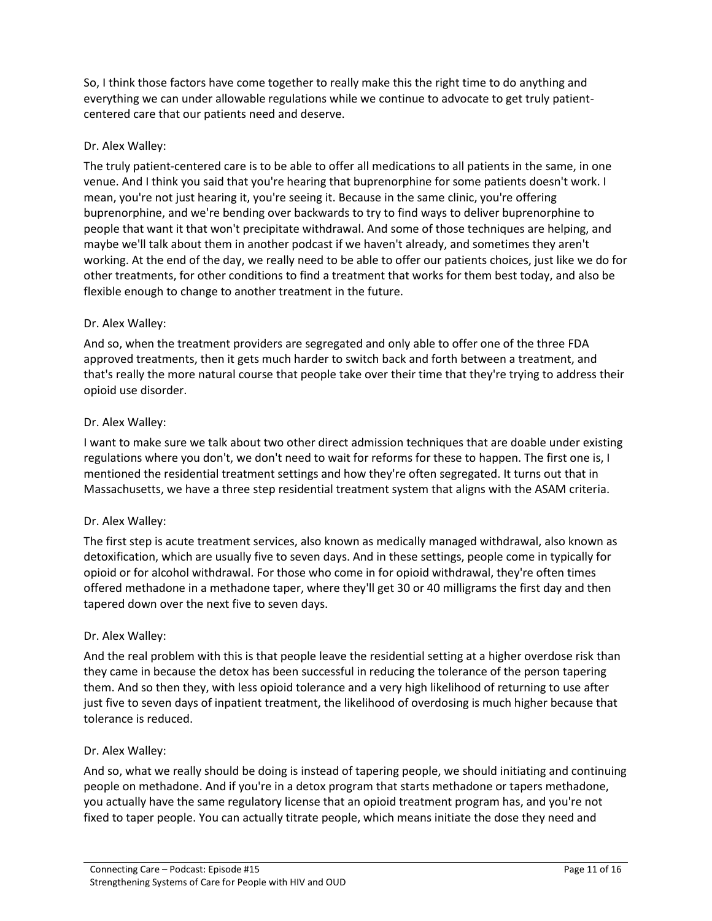So, I think those factors have come together to really make this the right time to do anything and everything we can under allowable regulations while we continue to advocate to get truly patient-centered care that our patients need and deserve.

Dr. Alex Walley:

The truly patient-centered care is to be able to offer all medications to all patients in the same, in one venue. And I think you said that you're hearing that buprenorphine for some patients doesn't work. I mean, you're not just hearing it, you're seeing it. Because in the same clinic, you're offering buprenorphine, and we're bending over backwards to try to find ways to deliver buprenorphine to people that want it that won't precipitate withdrawal. And some of those techniques are helping, and maybe we'll talk about them in another podcast if we haven't already, and sometimes they aren't working. At the end of the day, we really need to be able to offer our patients choices, just like we do for other treatments, for other conditions to find a treatment that works for them best today, and also be flexible enough to change to another treatment in the future.

Dr. Alex Walley:

And so, when the treatment providers are segregated and only able to offer one of the three FDA approved treatments, then it gets much harder to switch back and forth between a treatment, and that's really the more natural course that people take over their time that they're trying to address their opioid use disorder.

Dr. Alex Walley:

I want to make sure we talk about two other direct admission techniques that are doable under existing regulations where you don't, we don't need to wait for reforms for these to happen. The first one is, I mentioned the residential treatment settings and how they're often segregated. It turns out that in Massachusetts, we have a three step residential treatment system that aligns with the ASAM criteria.

Dr. Alex Walley:

The first step is acute treatment services, also known as medically managed withdrawal, also known as detoxification, which are usually five to seven days. And in these settings, people come in typically for opioid or for alcohol withdrawal. For those who come in for opioid withdrawal, they're often times offered methadone in a methadone taper, where they'll get 30 or 40 milligrams the first day and then tapered down over the next five to seven days.

Dr. Alex Walley:

And the real problem with this is that people leave the residential setting at a higher overdose risk than they came in because the detox has been successful in reducing the tolerance of the person tapering them. And so then they, with less opioid tolerance and a very high likelihood of returning to use after just five to seven days of inpatient treatment, the likelihood of overdosing is much higher because that tolerance is reduced.

Dr. Alex Walley:

And so, what we really should be doing is instead of tapering people, we should initiating and continuing people on methadone. And if you're in a detox program that starts methadone or tapers methadone, you actually have the same regulatory license that an opioid treatment program has, and you're not fixed to taper people. You can actually titrate people, which means initiate the dose they need and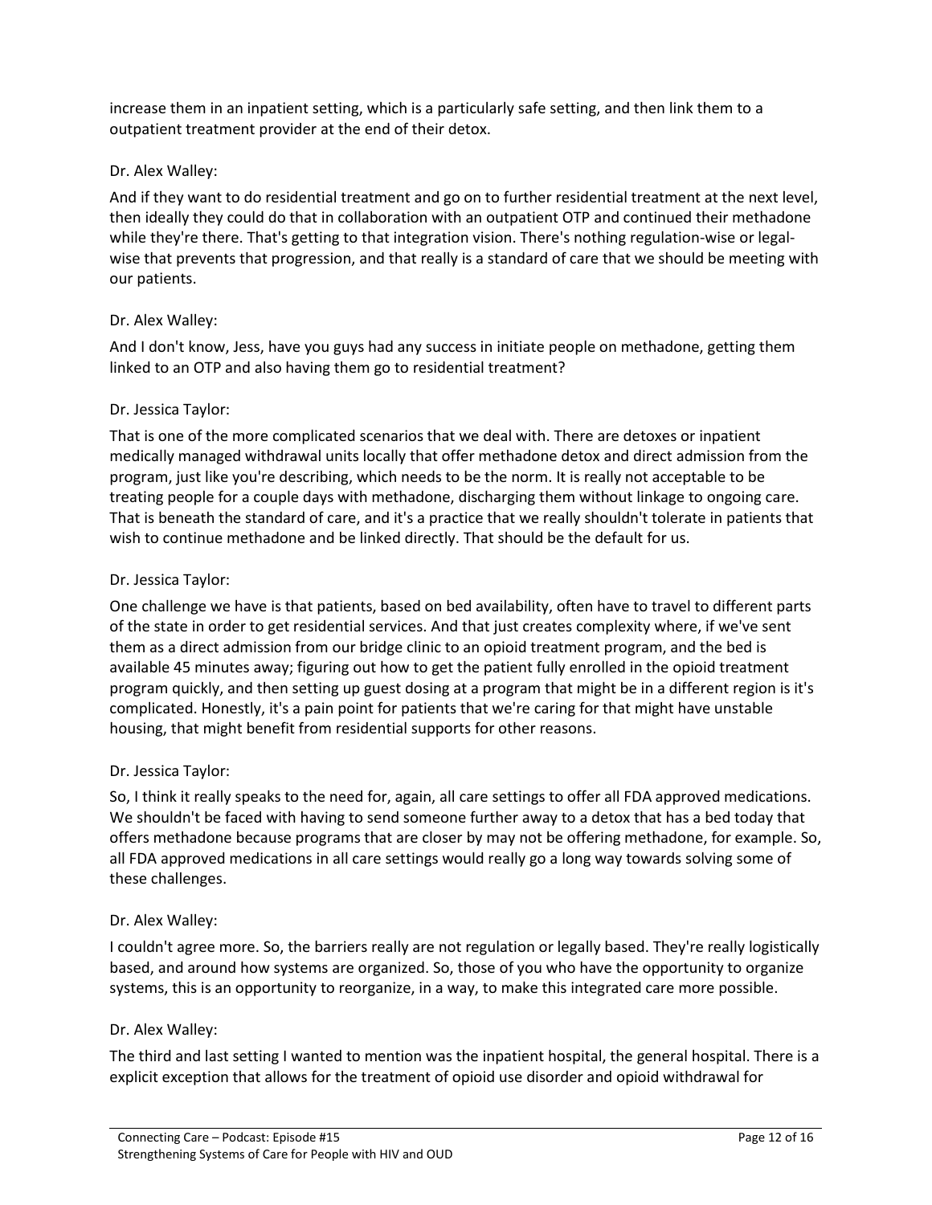increase them in an inpatient setting, which is a particularly safe setting, and then link them to a outpatient treatment provider at the end of their detox.

Dr. Alex Walley:

And if they want to do residential treatment and go on to further residential treatment at the next level, then ideally they could do that in collaboration with an outpatient OTP and continued their methadone while they're there. That's getting to that integration vision. There's nothing regulation-wise or legal-wise that prevents that progression, and that really is a standard of care that we should be meeting with our patients.

Dr. Alex Walley:

And I don't know, Jess, have you guys had any success in initiate people on methadone, getting them linked to an OTP and also having them go to residential treatment?

Dr. Jessica Taylor:

That is one of the more complicated scenarios that we deal with. There are detoxes or inpatient medically managed withdrawal units locally that offer methadone detox and direct admission from the program, just like you're describing, which needs to be the norm. It is really not acceptable to be treating people for a couple days with methadone, discharging them without linkage to ongoing care. That is beneath the standard of care, and it's a practice that we really shouldn't tolerate in patients that wish to continue methadone and be linked directly. That should be the default for us.

Dr. Jessica Taylor:

One challenge we have is that patients, based on bed availability, often have to travel to different parts of the state in order to get residential services. And that just creates complexity where, if we've sent them as a direct admission from our bridge clinic to an opioid treatment program, and the bed is available 45 minutes away; figuring out how to get the patient fully enrolled in the opioid treatment program quickly, and then setting up guest dosing at a program that might be in a different region is it's complicated. Honestly, it's a pain point for patients that we're caring for that might have unstable housing, that might benefit from residential supports for other reasons.

Dr. Jessica Taylor:

So, I think it really speaks to the need for, again, all care settings to offer all FDA approved medications. We shouldn't be faced with having to send someone further away to a detox that has a bed today that offers methadone because programs that are closer by may not be offering methadone, for example. So, all FDA approved medications in all care settings would really go a long way towards solving some of these challenges.

Dr. Alex Walley:

I couldn't agree more. So, the barriers really are not regulation or legally based. They're really logistically based, and around how systems are organized. So, those of you who have the opportunity to organize systems, this is an opportunity to reorganize, in a way, to make this integrated care more possible.

Dr. Alex Walley:

The third and last setting I wanted to mention was the inpatient hospital, the general hospital. There is a explicit exception that allows for the treatment of opioid use disorder and opioid withdrawal for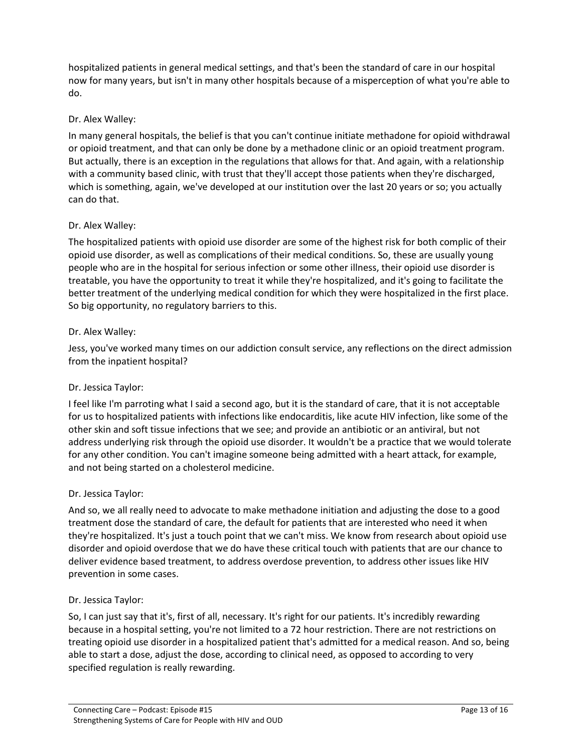hospitalized patients in general medical settings, and that's been the standard of care in our hospital now for many years, but isn't in many other hospitals because of a misperception of what you're able to do.

Dr. Alex Walley:

In many general hospitals, the belief is that you can't continue initiate methadone for opioid withdrawal or opioid treatment, and that can only be done by a methadone clinic or an opioid treatment program. But actually, there is an exception in the regulations that allows for that. And again, with a relationship with a community based clinic, with trust that they'll accept those patients when they're discharged, which is something, again, we've developed at our institution over the last 20 years or so; you actually can do that.

Dr. Alex Walley:

The hospitalized patients with opioid use disorder are some of the highest risk for both complic of their opioid use disorder, as well as complications of their medical conditions. So, these are usually young people who are in the hospital for serious infection or some other illness, their opioid use disorder is treatable, you have the opportunity to treat it while they're hospitalized, and it's going to facilitate the better treatment of the underlying medical condition for which they were hospitalized in the first place. So big opportunity, no regulatory barriers to this.

Dr. Alex Walley:

Jess, you've worked many times on our addiction consult service, any reflections on the direct admission from the inpatient hospital?

Dr. Jessica Taylor:

I feel like I'm parroting what I said a second ago, but it is the standard of care, that it is not acceptable for us to hospitalized patients with infections like endocarditis, like acute HIV infection, like some of the other skin and soft tissue infections that we see; and provide an antibiotic or an antiviral, but not address underlying risk through the opioid use disorder. It wouldn't be a practice that we would tolerate for any other condition. You can't imagine someone being admitted with a heart attack, for example, and not being started on a cholesterol medicine.

Dr. Jessica Taylor:

And so, we all really need to advocate to make methadone initiation and adjusting the dose to a good treatment dose the standard of care, the default for patients that are interested who need it when they're hospitalized. It's just a touch point that we can't miss. We know from research about opioid use disorder and opioid overdose that we do have these critical touch with patients that are our chance to deliver evidence based treatment, to address overdose prevention, to address other issues like HIV prevention in some cases.

Dr. Jessica Taylor:

So, I can just say that it's, first of all, necessary. It's right for our patients. It's incredibly rewarding because in a hospital setting, you're not limited to a 72 hour restriction. There are not restrictions on treating opioid use disorder in a hospitalized patient that's admitted for a medical reason. And so, being able to start a dose, adjust the dose, according to clinical need, as opposed to according to very specified regulation is really rewarding.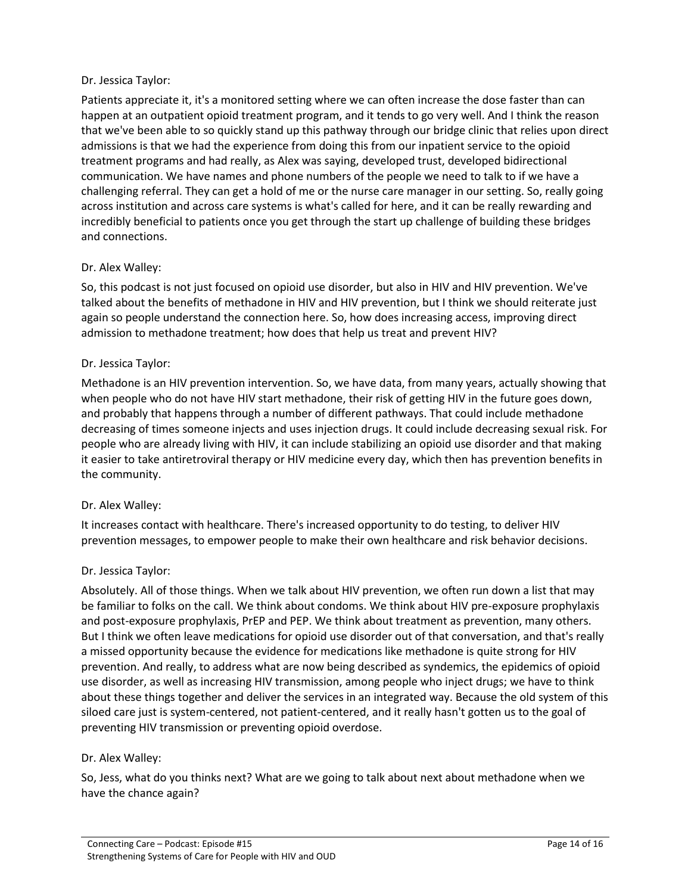Dr. Jessica Taylor:

Patients appreciate it, it's a monitored setting where we can often increase the dose faster than can happen at an outpatient opioid treatment program, and it tends to go very well. And I think the reason that we've been able to so quickly stand up this pathway through our bridge clinic that relies upon direct admissions is that we had the experience from doing this from our inpatient service to the opioid treatment programs and had really, as Alex was saying, developed trust, developed bidirectional communication. We have names and phone numbers of the people we need to talk to if we have a challenging referral. They can get a hold of me or the nurse care manager in our setting. So, really going across institution and across care systems is what's called for here, and it can be really rewarding and incredibly beneficial to patients once you get through the start up challenge of building these bridges and connections.

Dr. Alex Walley:

So, this podcast is not just focused on opioid use disorder, but also in HIV and HIV prevention. We've talked about the benefits of methadone in HIV and HIV prevention, but I think we should reiterate just again so people understand the connection here. So, how does increasing access, improving direct admission to methadone treatment; how does that help us treat and prevent HIV?

Dr. Jessica Taylor:

Methadone is an HIV prevention intervention. So, we have data, from many years, actually showing that when people who do not have HIV start methadone, their risk of getting HIV in the future goes down, and probably that happens through a number of different pathways. That could include methadone decreasing of times someone injects and uses injection drugs. It could include decreasing sexual risk. For people who are already living with HIV, it can include stabilizing an opioid use disorder and that making it easier to take antiretroviral therapy or HIV medicine every day, which then has prevention benefits in the community.

Dr. Alex Walley:

It increases contact with healthcare. There's increased opportunity to do testing, to deliver HIV prevention messages, to empower people to make their own healthcare and risk behavior decisions.

Dr. Jessica Taylor:

Absolutely. All of those things. When we talk about HIV prevention, we often run down a list that may be familiar to folks on the call. We think about condoms. We think about HIV pre-exposure prophylaxis and post-exposure prophylaxis, PrEP and PEP. We think about treatment as prevention, many others. But I think we often leave medications for opioid use disorder out of that conversation, and that's really a missed opportunity because the evidence for medications like methadone is quite strong for HIV prevention. And really, to address what are now being described as syndemics, the epidemics of opioid use disorder, as well as increasing HIV transmission, among people who inject drugs; we have to think about these things together and deliver the services in an integrated way. Because the old system of this siloed care just is system-centered, not patient-centered, and it really hasn't gotten us to the goal of preventing HIV transmission or preventing opioid overdose.

Dr. Alex Walley:

So, Jess, what do you thinks next? What are we going to talk about next about methadone when we have the chance again?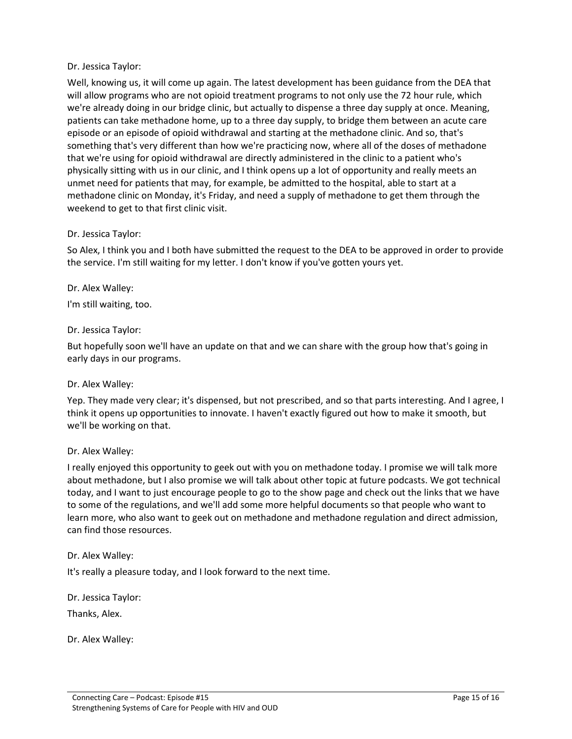Dr. Jessica Taylor:

Well, knowing us, it will come up again. The latest development has been guidance from the DEA that will allow programs who are not opioid treatment programs to not only use the 72 hour rule, which we're already doing in our bridge clinic, but actually to dispense a three day supply at once. Meaning, patients can take methadone home, up to a three day supply, to bridge them between an acute care episode or an episode of opioid withdrawal and starting at the methadone clinic. And so, that's something that's very different than how we're practicing now, where all of the doses of methadone that we're using for opioid withdrawal are directly administered in the clinic to a patient who's physically sitting with us in our clinic, and I think opens up a lot of opportunity and really meets an unmet need for patients that may, for example, be admitted to the hospital, able to start at a methadone clinic on Monday, it's Friday, and need a supply of methadone to get them through the weekend to get to that first clinic visit.

Dr. Jessica Taylor:

So Alex, I think you and I both have submitted the request to the DEA to be approved in order to provide the service. I'm still waiting for my letter. I don't know if you've gotten yours yet.

Dr. Alex Walley:

I'm still waiting, too.

Dr. Jessica Taylor:

But hopefully soon we'll have an update on that and we can share with the group how that's going in early days in our programs.

Dr. Alex Walley:

Yep. They made very clear; it's dispensed, but not prescribed, and so that parts interesting. And I agree, I think it opens up opportunities to innovate. I haven't exactly figured out how to make it smooth, but we'll be working on that.

Dr. Alex Walley:

I really enjoyed this opportunity to geek out with you on methadone today. I promise we will talk more about methadone, but I also promise we will talk about other topic at future podcasts. We got technical today, and I want to just encourage people to go to the show page and check out the links that we have to some of the regulations, and we'll add some more helpful documents so that people who want to learn more, who also want to geek out on methadone and methadone regulation and direct admission, can find those resources.

Dr. Alex Walley:

It's really a pleasure today, and I look forward to the next time.

Dr. Jessica Taylor:

Thanks, Alex.

Dr. Alex Walley: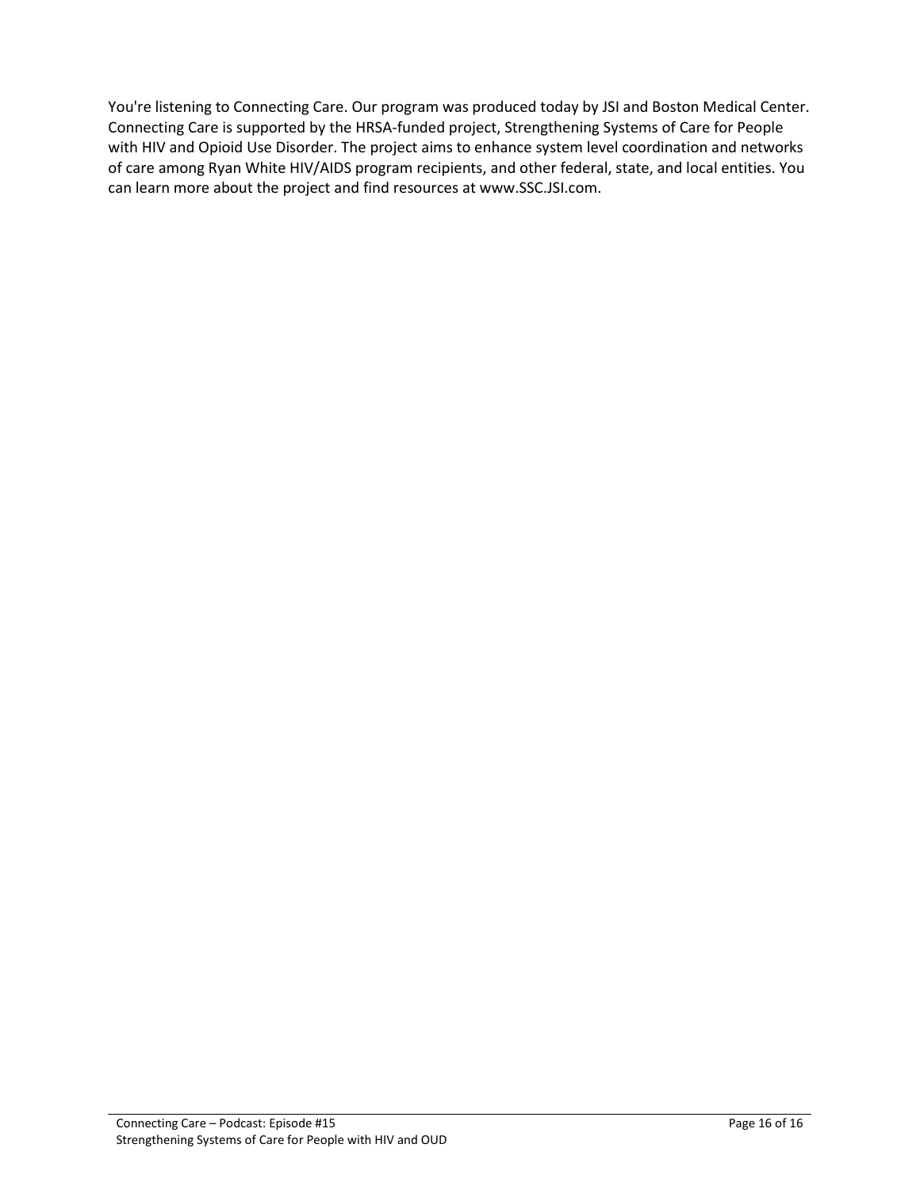You're listening to Connecting Care. Our program was produced today by JSI and Boston Medical Center. Connecting Care is supported by the HRSA-funded project, Strengthening Systems of Care for People with HIV and Opioid Use Disorder. The project aims to enhance system level coordination and networks of care among Ryan White HIV/AIDS program recipients, and other federal, state, and local entities. You can learn more about the project and find resources at www.SSC.JSI.com.